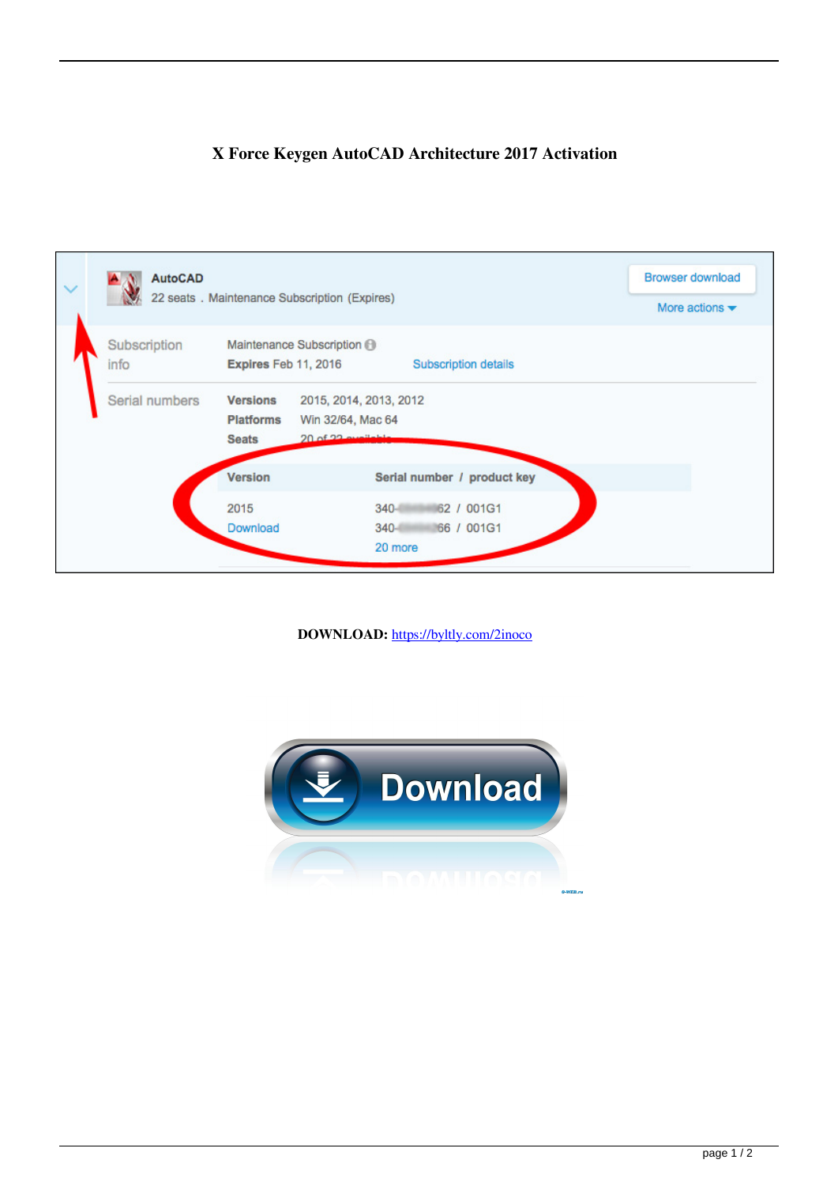# X Force Keygen AutoCAD Architecture 2017 Activation

**DOWNLOAD:** https://byltly.com/2inoco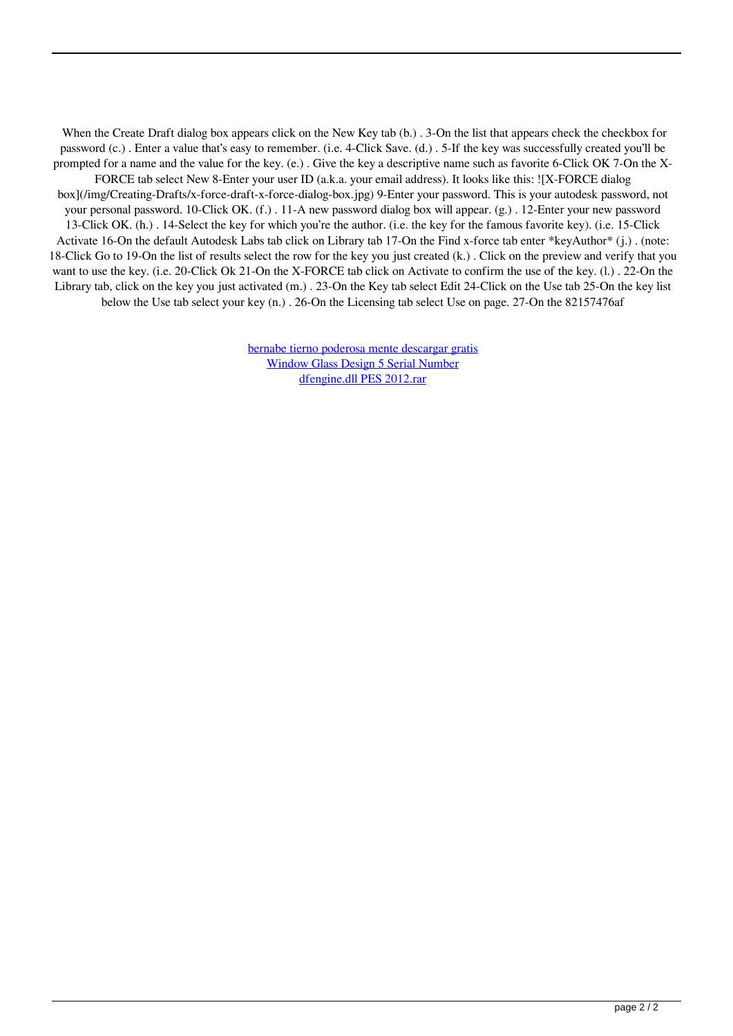When the Create Draft dialog box appears click on the New Key tab (b.) . 3-On the list that appears check the checkbox for password (c.) . Enter a value that's easy to remember. (i.e. 4-Click Save. (d.) . 5-If the key was successfully created you'll be prompted for a name and the value for the key. (e.) . Give the key a descriptive name such as favorite 6-Click OK 7-On the X-FORCE tab select New 8-Enter your user ID (a.k.a. your email address). It looks like this: ![X-FORCE dialog box](/img/Creating-Drafts/x-force-draft-x-force-dialog-box.jpg) 9-Enter your password. This is your autodesk password, not your personal password. 10-Click OK. (f.) . 11-A new password dialog box will appear. (g.) . 12-Enter your new password 13-Click OK. (h.) . 14-Select the key for which you're the author. (i.e. the key for the famous favorite key). (i.e. 15-Click Activate 16-On the default Autodesk Labs tab click on Library tab 17-On the Find x-force tab enter *keyAuthor* (j.) . (note: 18-Click Go to 19-On the list of results select the row for the key you just created (k.) . Click on the preview and verify that you want to use the key. (i.e. 20-Click Ok 21-On the X-FORCE tab click on Activate to confirm the use of the key. (l.) . 22-On the Library tab, click on the key you just activated (m.) . 23-On the Key tab select Edit 24-Click on the Use tab 25-On the key list below the Use tab select your key (n.) . 26-On the Licensing tab select Use on page. 27-On the 82157476af

bernabe tierno poderosa mente descargar gratis
Window Glass Design 5 Serial Number
dfengine.dll PES 2012.rar